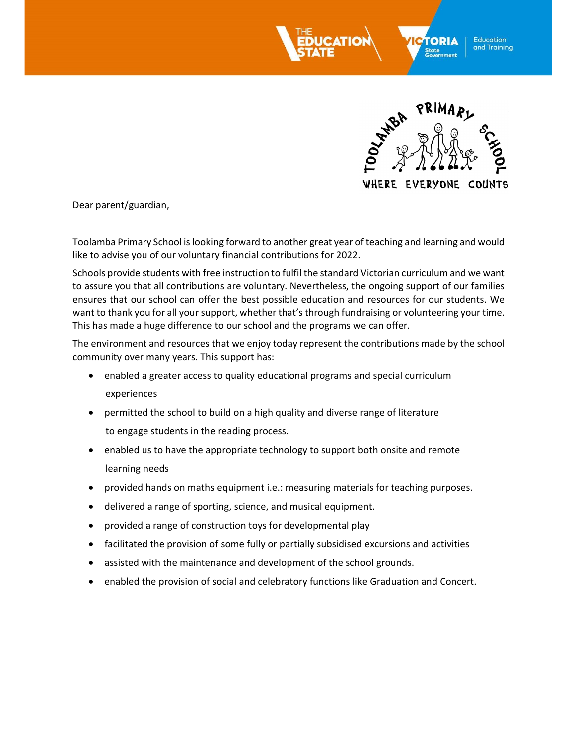Dear parent/guardian,

Toolamba Primary School is looking forward to another great year of teaching and learning and would like to advise you of our voluntary financial contributions for 2022.

Schools provide students with free instruction to fulfil the standard Victorian curriculum and we want to assure you that all contributions are voluntary. Nevertheless, the ongoing support of our families ensures that our school can offer the best possible education and resources for our students. We want to thank you for all your support, whether that's through fundraising or volunteering your time. This has made a huge difference to our school and the programs we can offer.

The environment and resources that we enjoy today represent the contributions made by the school community over many years. This support has:

- enabled a greater access to quality educational programs and special curriculum experiences
- permitted the school to build on a high quality and diverse range of literature to engage students in the reading process.
- enabled us to have the appropriate technology to support both onsite and remote learning needs
- provided hands on maths equipment i.e.: measuring materials for teaching purposes.
- delivered a range of sporting, science, and musical equipment.
- provided a range of construction toys for developmental play
- facilitated the provision of some fully or partially subsidised excursions and activities
- assisted with the maintenance and development of the school grounds.
- enabled the provision of social and celebratory functions like Graduation and Concert.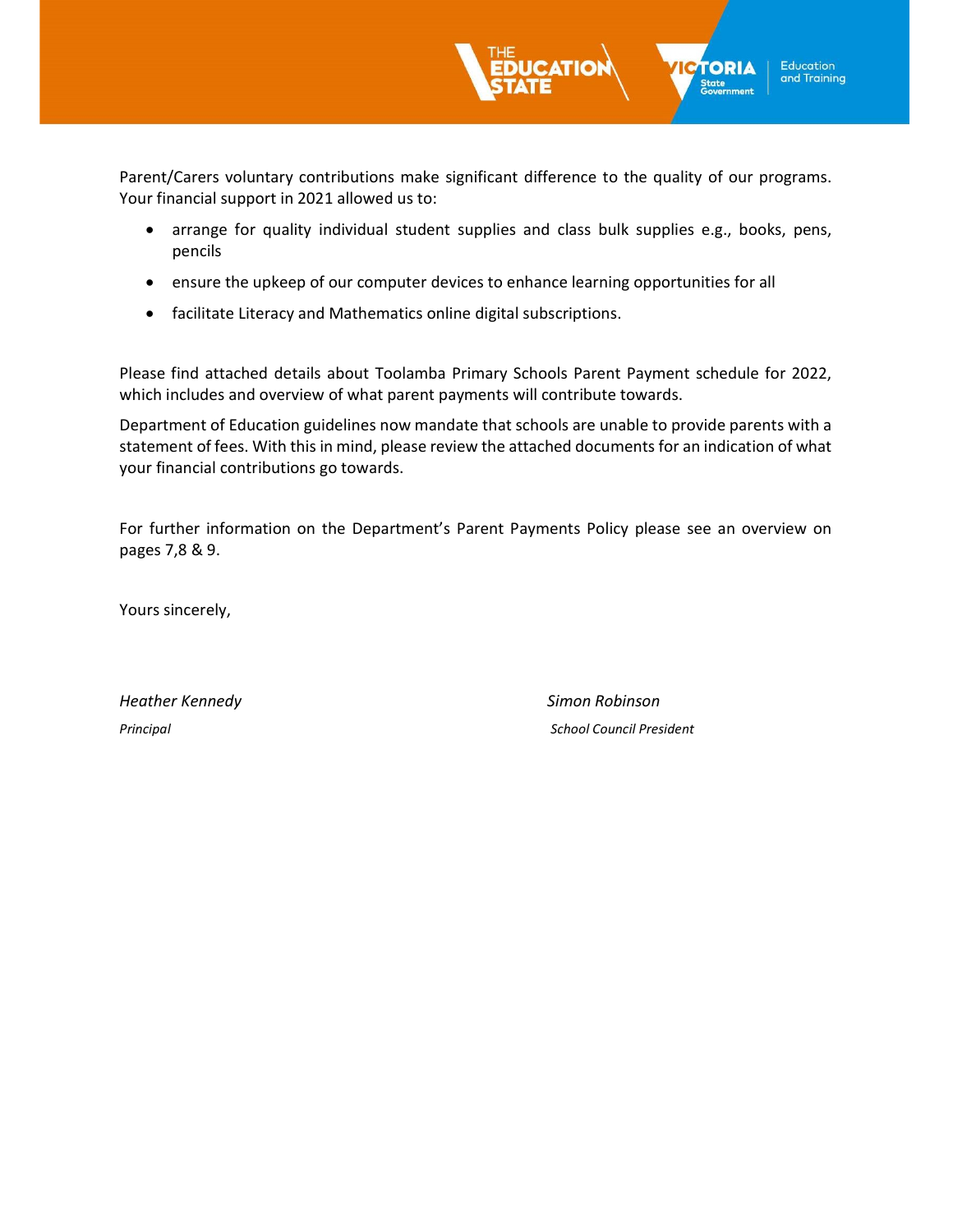Parent/Carers voluntary contributions make significant difference to the quality of our programs. Your financial support in 2021 allowed us to:

- arrange for quality individual student supplies and class bulk supplies e.g., books, pens, pencils
- ensure the upkeep of our computer devices to enhance learning opportunities for all
- facilitate Literacy and Mathematics online digital subscriptions.

Please find attached details about Toolamba Primary Schools Parent Payment schedule for 2022, which includes and overview of what parent payments will contribute towards.

Department of Education guidelines now mandate that schools are unable to provide parents with a statement of fees. With this in mind, please review the attached documents for an indication of what your financial contributions go towards.

For further information on the Department's Parent Payments Policy please see an overview on pages 7,8 & 9.

Yours sincerely,

*Heather Kennedy*
*Principal*

*Simon Robinson*
*School Council President*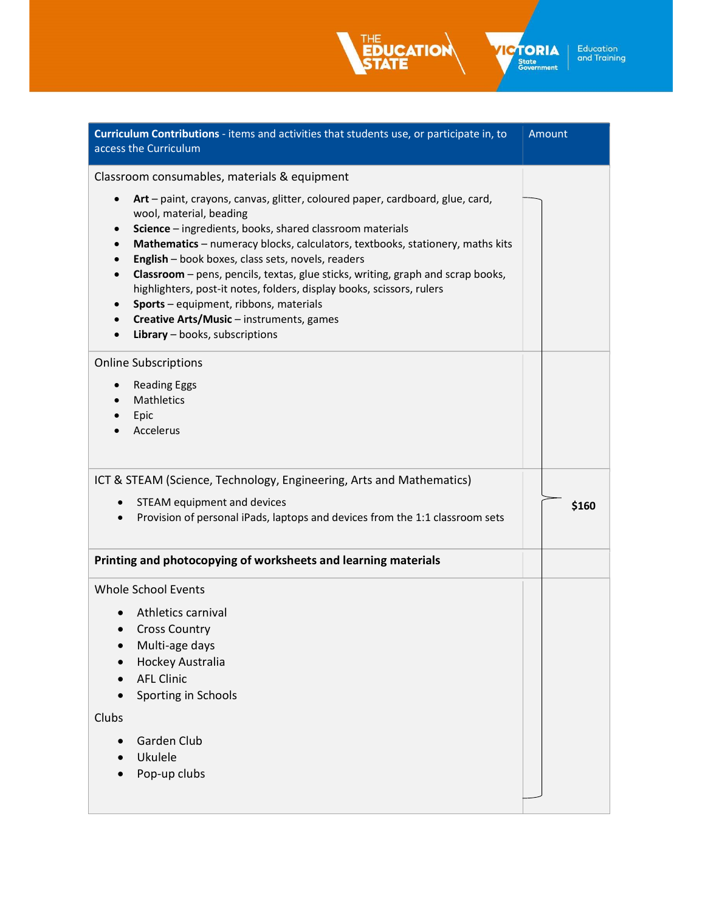| **Curriculum Contributions** - items and activities that students use, or participate in, to access the Curriculum | Amount |
|---|---|
| Classroom consumables, materials & equipment<br>• **Art** – paint, crayons, canvas, glitter, coloured paper, cardboard, glue, card, wool, material, beading<br>• **Science** – ingredients, books, shared classroom materials<br>• **Mathematics** – numeracy blocks, calculators, textbooks, stationery, maths kits<br>• **English** – book boxes, class sets, novels, readers<br>• **Classroom** – pens, pencils, textas, glue sticks, writing, graph and scrap books, highlighters, post-it notes, folders, display books, scissors, rulers<br>• **Sports** – equipment, ribbons, materials<br>• **Creative Arts/Music** – instruments, games<br>• **Library** – books, subscriptions | |
| Online Subscriptions<br>• Reading Eggs<br>• Mathletics<br>• Epic<br>• Accelerus | |
| ICT & STEAM (Science, Technology, Engineering, Arts and Mathematics)<br>• STEAM equipment and devices<br>• Provision of personal iPads, laptops and devices from the 1:1 classroom sets | **$160** |
| **Printing and photocopying of worksheets and learning materials** | |
| Whole School Events<br>• Athletics carnival<br>• Cross Country<br>• Multi-age days<br>• Hockey Australia<br>• AFL Clinic<br>• Sporting in Schools<br>Clubs<br>• Garden Club<br>• Ukulele<br>• Pop-up clubs | |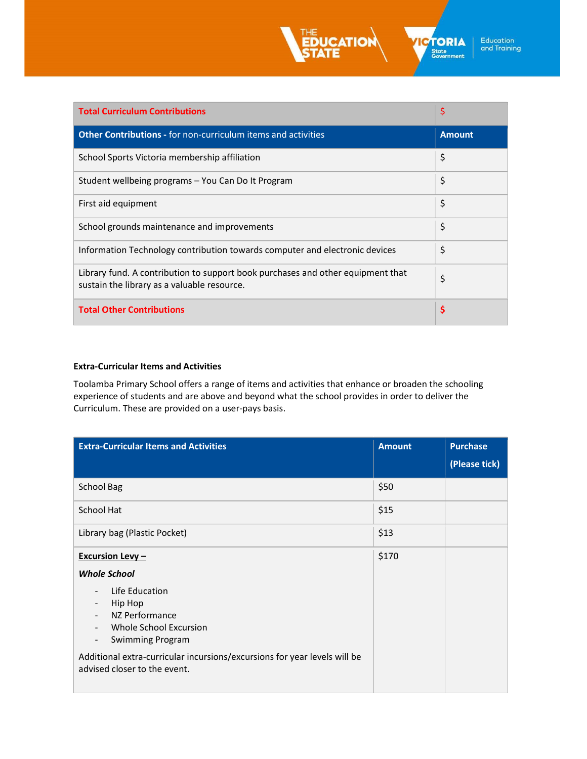| Total Curriculum Contributions | $ |
|---|---|
| **Other Contributions** - for non-curriculum items and activities | **Amount** |
| School Sports Victoria membership affiliation | $ |
| Student wellbeing programs – You Can Do It Program | $ |
| First aid equipment | $ |
| School grounds maintenance and improvements | $ |
| Information Technology contribution towards computer and electronic devices | $ |
| Library fund. A contribution to support book purchases and other equipment that sustain the library as a valuable resource. | $ |
| **Total Other Contributions** | **$** |

**Extra-Curricular Items and Activities**

Toolamba Primary School offers a range of items and activities that enhance or broaden the schooling experience of students and are above and beyond what the school provides in order to deliver the Curriculum. These are provided on a user-pays basis.

| Extra-Curricular Items and Activities | Amount | Purchase (Please tick) |
|---|---|---|
| School Bag | $50 | |
| School Hat | $15 | |
| Library bag (Plastic Pocket) | $13 | |
| **Excursion Levy –** ***Whole School*** - Life Education - Hip Hop - NZ Performance - Whole School Excursion - Swimming Program Additional extra-curricular incursions/excursions for year levels will be advised closer to the event. | $170 | |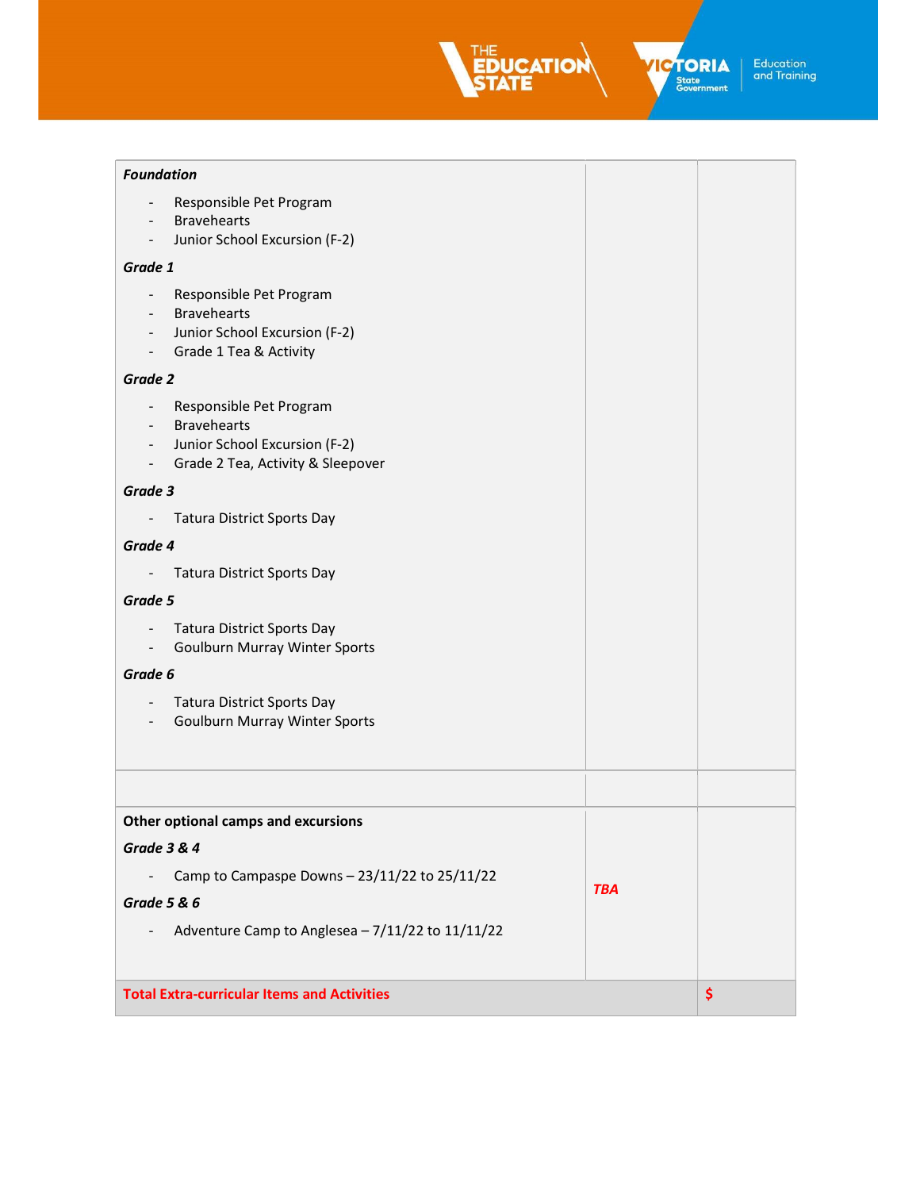| | | |
|---|---|---|
| ***Foundation*** <br> - Responsible Pet Program <br> - Bravehearts <br> - Junior School Excursion (F-2) <br> ***Grade 1*** <br> - Responsible Pet Program <br> - Bravehearts <br> - Junior School Excursion (F-2) <br> - Grade 1 Tea & Activity <br> ***Grade 2*** <br> - Responsible Pet Program <br> - Bravehearts <br> - Junior School Excursion (F-2) <br> - Grade 2 Tea, Activity & Sleepover <br> ***Grade 3*** <br> - Tatura District Sports Day <br> ***Grade 4*** <br> - Tatura District Sports Day <br> ***Grade 5*** <br> - Tatura District Sports Day <br> - Goulburn Murray Winter Sports <br> ***Grade 6*** <br> - Tatura District Sports Day <br> - Goulburn Murray Winter Sports | | |
| | | |
| **Other optional camps and excursions** <br> ***Grade 3 & 4*** <br> - Camp to Campaspe Downs – 23/11/22 to 25/11/22 <br> ***Grade 5 & 6*** <br> - Adventure Camp to Anglesea – 7/11/22 to 11/11/22 | ***TBA*** | |
| **Total Extra-curricular Items and Activities** | | **$** |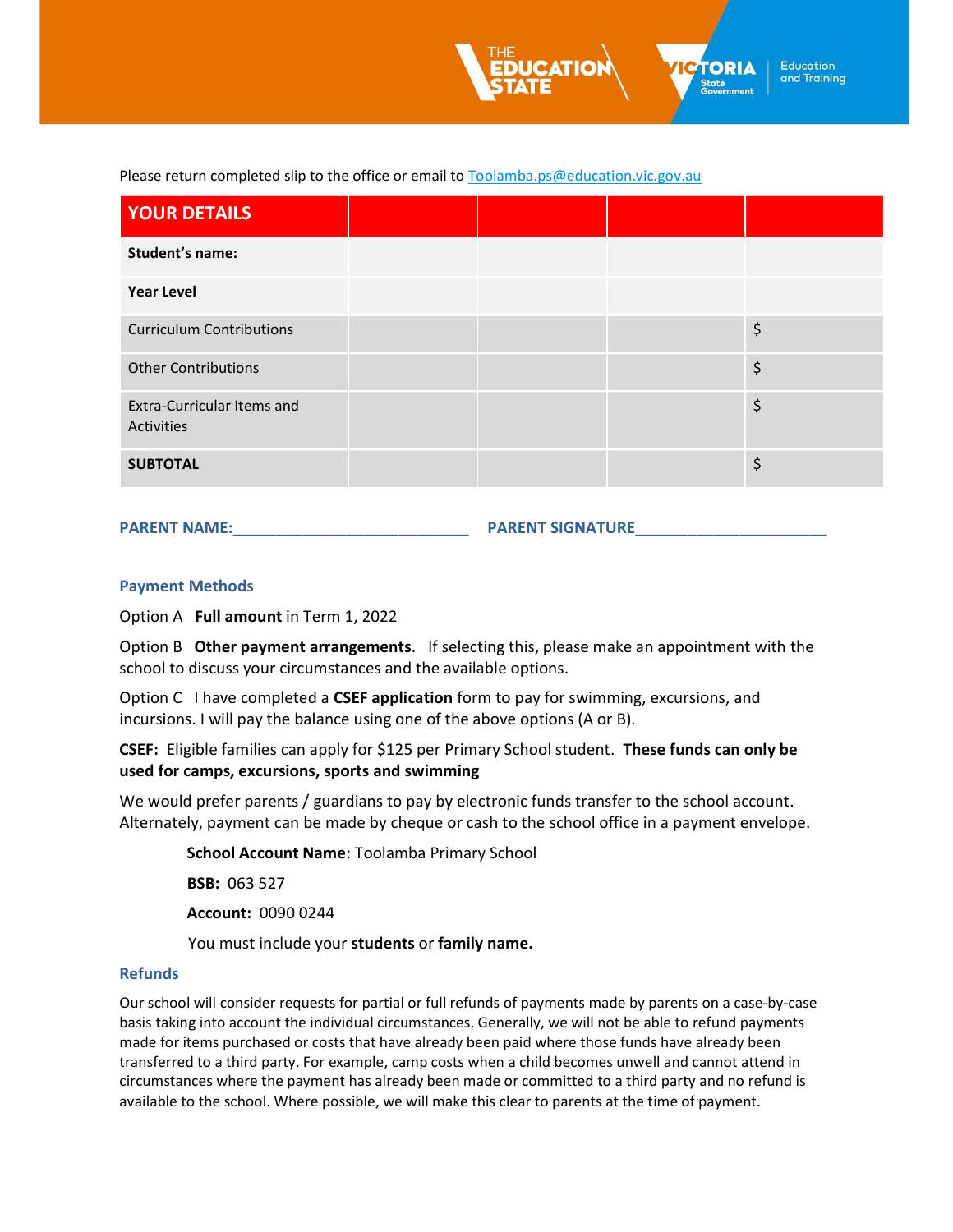Please return completed slip to the office or email to Toolamba.ps@education.vic.gov.au

| YOUR DETAILS | | | | |
|---|---|---|---|---|
| **Student's name:** | | | | |
| **Year Level** | | | | |
| Curriculum Contributions | | | | $ |
| Other Contributions | | | | $ |
| Extra-Curricular Items and Activities | | | | $ |
| **SUBTOTAL** | | | | $ |

**PARENT NAME:___________________________ PARENT SIGNATURE______________________**

### Payment Methods

Option A **Full amount** in Term 1, 2022

Option B **Other payment arrangements**. If selecting this, please make an appointment with the school to discuss your circumstances and the available options.

Option C I have completed a **CSEF application** form to pay for swimming, excursions, and incursions. I will pay the balance using one of the above options (A or B).

**CSEF:** Eligible families can apply for $125 per Primary School student. **These funds can only be used for camps, excursions, sports and swimming**

We would prefer parents / guardians to pay by electronic funds transfer to the school account. Alternately, payment can be made by cheque or cash to the school office in a payment envelope.

**School Account Name**: Toolamba Primary School

**BSB:** 063 527

**Account:** 0090 0244

You must include your **students** or **family name.**

### Refunds

Our school will consider requests for partial or full refunds of payments made by parents on a case-by-case basis taking into account the individual circumstances. Generally, we will not be able to refund payments made for items purchased or costs that have already been paid where those funds have already been transferred to a third party. For example, camp costs when a child becomes unwell and cannot attend in circumstances where the payment has already been made or committed to a third party and no refund is available to the school. Where possible, we will make this clear to parents at the time of payment.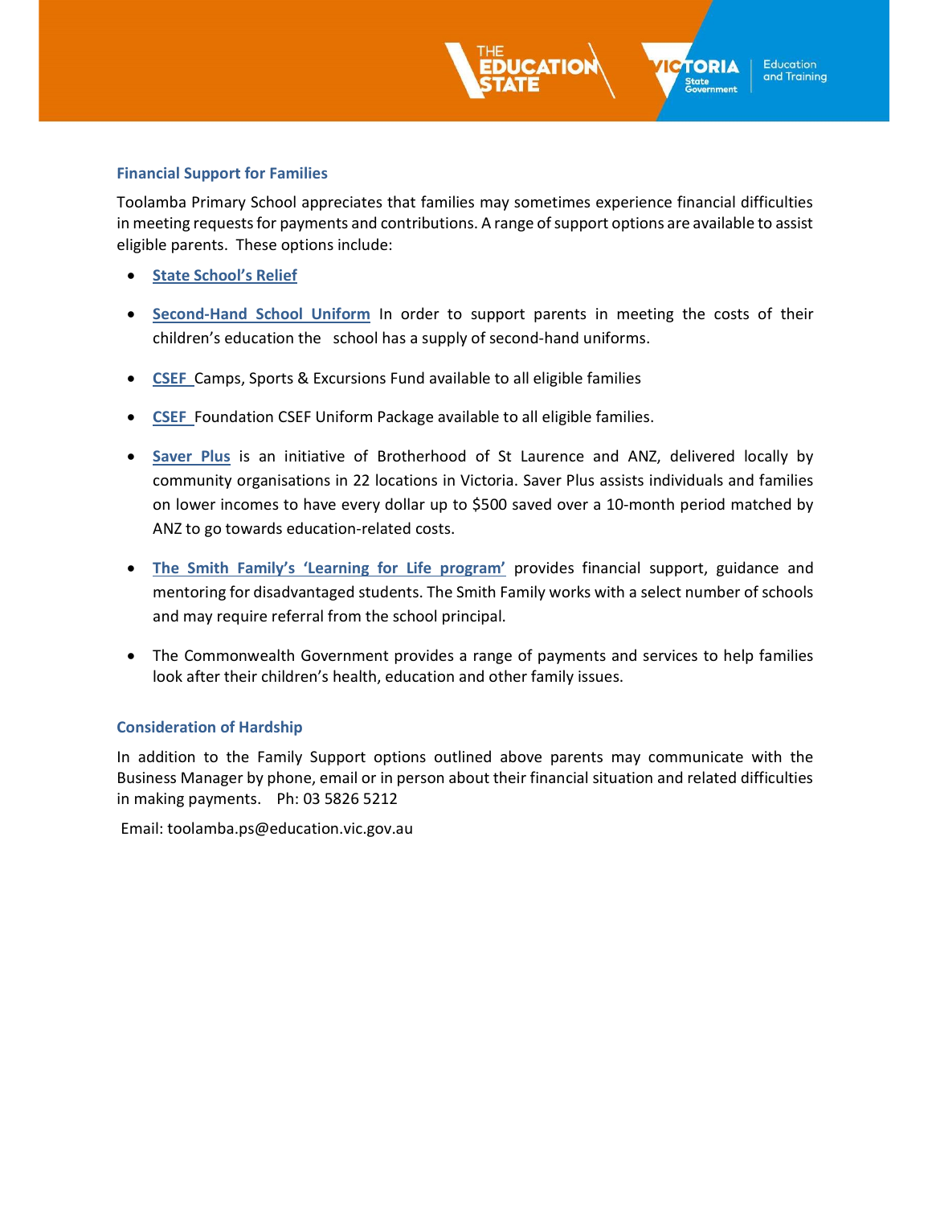## Financial Support for Families

Toolamba Primary School appreciates that families may sometimes experience financial difficulties in meeting requests for payments and contributions. A range of support options are available to assist eligible parents. These options include:

- **State School's Relief**
- **Second-Hand School Uniform** In order to support parents in meeting the costs of their children's education the school has a supply of second-hand uniforms.
- **CSEF** Camps, Sports & Excursions Fund available to all eligible families
- **CSEF** Foundation CSEF Uniform Package available to all eligible families.
- **Saver Plus** is an initiative of Brotherhood of St Laurence and ANZ, delivered locally by community organisations in 22 locations in Victoria. Saver Plus assists individuals and families on lower incomes to have every dollar up to $500 saved over a 10-month period matched by ANZ to go towards education-related costs.
- **The Smith Family's 'Learning for Life program'** provides financial support, guidance and mentoring for disadvantaged students. The Smith Family works with a select number of schools and may require referral from the school principal.
- The Commonwealth Government provides a range of payments and services to help families look after their children's health, education and other family issues.

## Consideration of Hardship

In addition to the Family Support options outlined above parents may communicate with the Business Manager by phone, email or in person about their financial situation and related difficulties in making payments. Ph: 03 5826 5212

Email: toolamba.ps@education.vic.gov.au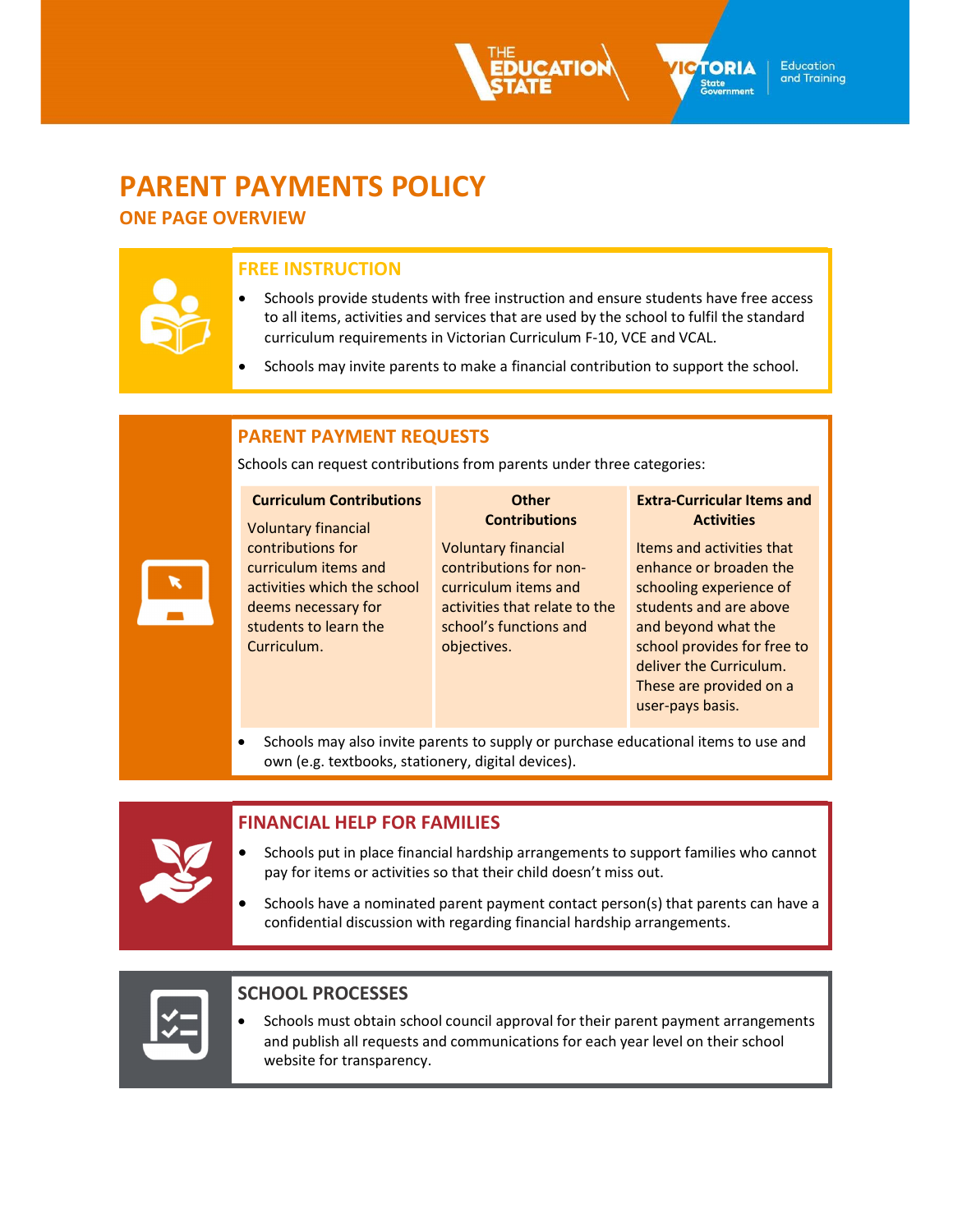# PARENT PAYMENTS POLICY

## ONE PAGE OVERVIEW

### FREE INSTRUCTION

- Schools provide students with free instruction and ensure students have free access to all items, activities and services that are used by the school to fulfil the standard curriculum requirements in Victorian Curriculum F-10, VCE and VCAL.
- Schools may invite parents to make a financial contribution to support the school.

### PARENT PAYMENT REQUESTS

Schools can request contributions from parents under three categories:

| Curriculum Contributions | Other Contributions | Extra-Curricular Items and Activities |
|---|---|---|
| Voluntary financial contributions for curriculum items and activities which the school deems necessary for students to learn the Curriculum. | Voluntary financial contributions for non-curriculum items and activities that relate to the school's functions and objectives. | Items and activities that enhance or broaden the schooling experience of students and are above and beyond what the school provides for free to deliver the Curriculum. These are provided on a user-pays basis. |

- Schools may also invite parents to supply or purchase educational items to use and own (e.g. textbooks, stationery, digital devices).

### FINANCIAL HELP FOR FAMILIES

- Schools put in place financial hardship arrangements to support families who cannot pay for items or activities so that their child doesn't miss out.
- Schools have a nominated parent payment contact person(s) that parents can have a confidential discussion with regarding financial hardship arrangements.

### SCHOOL PROCESSES

- Schools must obtain school council approval for their parent payment arrangements and publish all requests and communications for each year level on their school website for transparency.